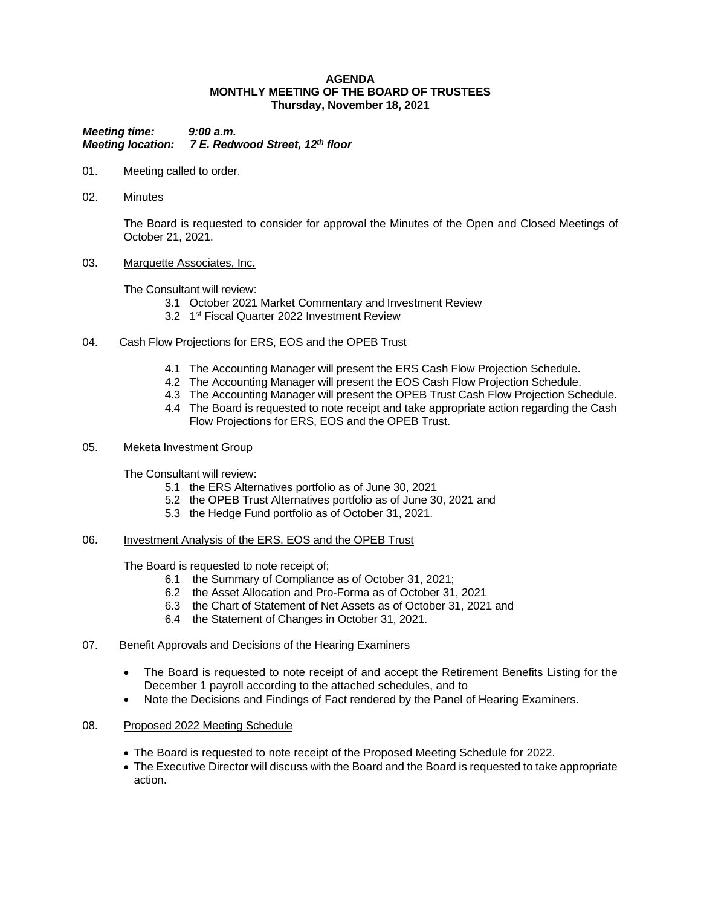**AGENDA**
**MONTHLY MEETING OF THE BOARD OF TRUSTEES**
**Thursday, November 18, 2021**

***Meeting time: 9:00 a.m.***
***Meeting location: 7 E. Redwood Street, 12th floor***

01. Meeting called to order.

02. Minutes

    The Board is requested to consider for approval the Minutes of the Open and Closed Meetings of October 21, 2021.

03. Marquette Associates, Inc.

    The Consultant will review:

    3.1 October 2021 Market Commentary and Investment Review
    3.2 1st Fiscal Quarter 2022 Investment Review

04. Cash Flow Projections for ERS, EOS and the OPEB Trust

    4.1 The Accounting Manager will present the ERS Cash Flow Projection Schedule.
    4.2 The Accounting Manager will present the EOS Cash Flow Projection Schedule.
    4.3 The Accounting Manager will present the OPEB Trust Cash Flow Projection Schedule.
    4.4 The Board is requested to note receipt and take appropriate action regarding the Cash Flow Projections for ERS, EOS and the OPEB Trust.

05. Meketa Investment Group

    The Consultant will review:

    5.1 the ERS Alternatives portfolio as of June 30, 2021
    5.2 the OPEB Trust Alternatives portfolio as of June 30, 2021 and
    5.3 the Hedge Fund portfolio as of October 31, 2021.

06. Investment Analysis of the ERS, EOS and the OPEB Trust

    The Board is requested to note receipt of;

    6.1 the Summary of Compliance as of October 31, 2021;
    6.2 the Asset Allocation and Pro-Forma as of October 31, 2021
    6.3 the Chart of Statement of Net Assets as of October 31, 2021 and
    6.4 the Statement of Changes in October 31, 2021.

07. Benefit Approvals and Decisions of the Hearing Examiners

    - The Board is requested to note receipt of and accept the Retirement Benefits Listing for the December 1 payroll according to the attached schedules, and to
    - Note the Decisions and Findings of Fact rendered by the Panel of Hearing Examiners.

08. Proposed 2022 Meeting Schedule

    - The Board is requested to note receipt of the Proposed Meeting Schedule for 2022.
    - The Executive Director will discuss with the Board and the Board is requested to take appropriate action.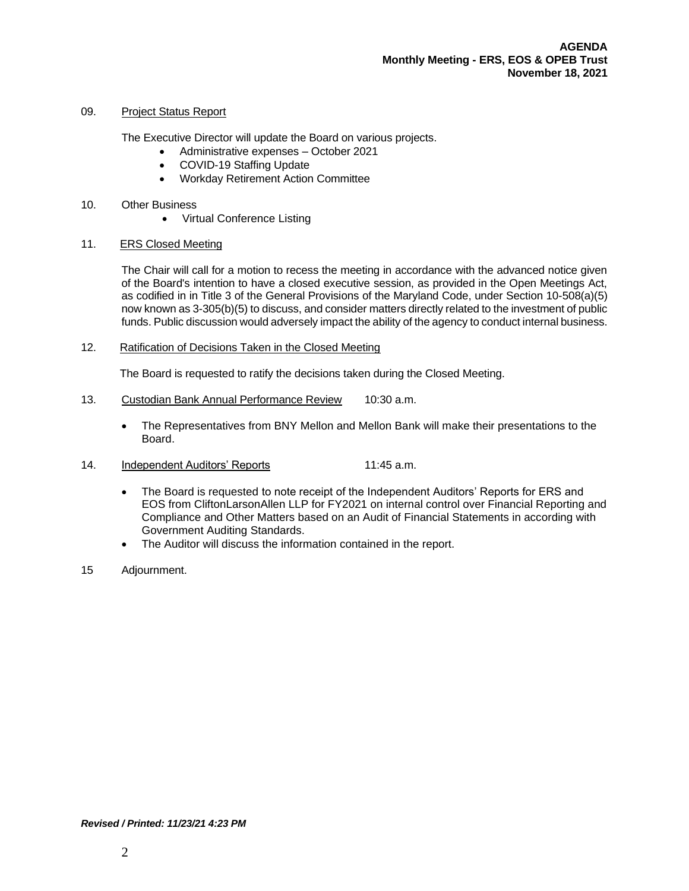**AGENDA**
**Monthly Meeting - ERS, EOS & OPEB Trust**
**November 18, 2021**

09. Project Status Report

The Executive Director will update the Board on various projects.

- Administrative expenses – October 2021
- COVID-19 Staffing Update
- Workday Retirement Action Committee

10. Other Business

- Virtual Conference Listing

11. ERS Closed Meeting

The Chair will call for a motion to recess the meeting in accordance with the advanced notice given of the Board's intention to have a closed executive session, as provided in the Open Meetings Act, as codified in in Title 3 of the General Provisions of the Maryland Code, under Section 10-508(a)(5) now known as 3-305(b)(5) to discuss, and consider matters directly related to the investment of public funds. Public discussion would adversely impact the ability of the agency to conduct internal business.

12. Ratification of Decisions Taken in the Closed Meeting

The Board is requested to ratify the decisions taken during the Closed Meeting.

13. Custodian Bank Annual Performance Review 10:30 a.m.

- The Representatives from BNY Mellon and Mellon Bank will make their presentations to the Board.

14. Independent Auditors' Reports 11:45 a.m.

- The Board is requested to note receipt of the Independent Auditors' Reports for ERS and EOS from CliftonLarsonAllen LLP for FY2021 on internal control over Financial Reporting and Compliance and Other Matters based on an Audit of Financial Statements in according with Government Auditing Standards.
- The Auditor will discuss the information contained in the report.

15 Adjournment.

***Revised / Printed: 11/23/21 4:23 PM***